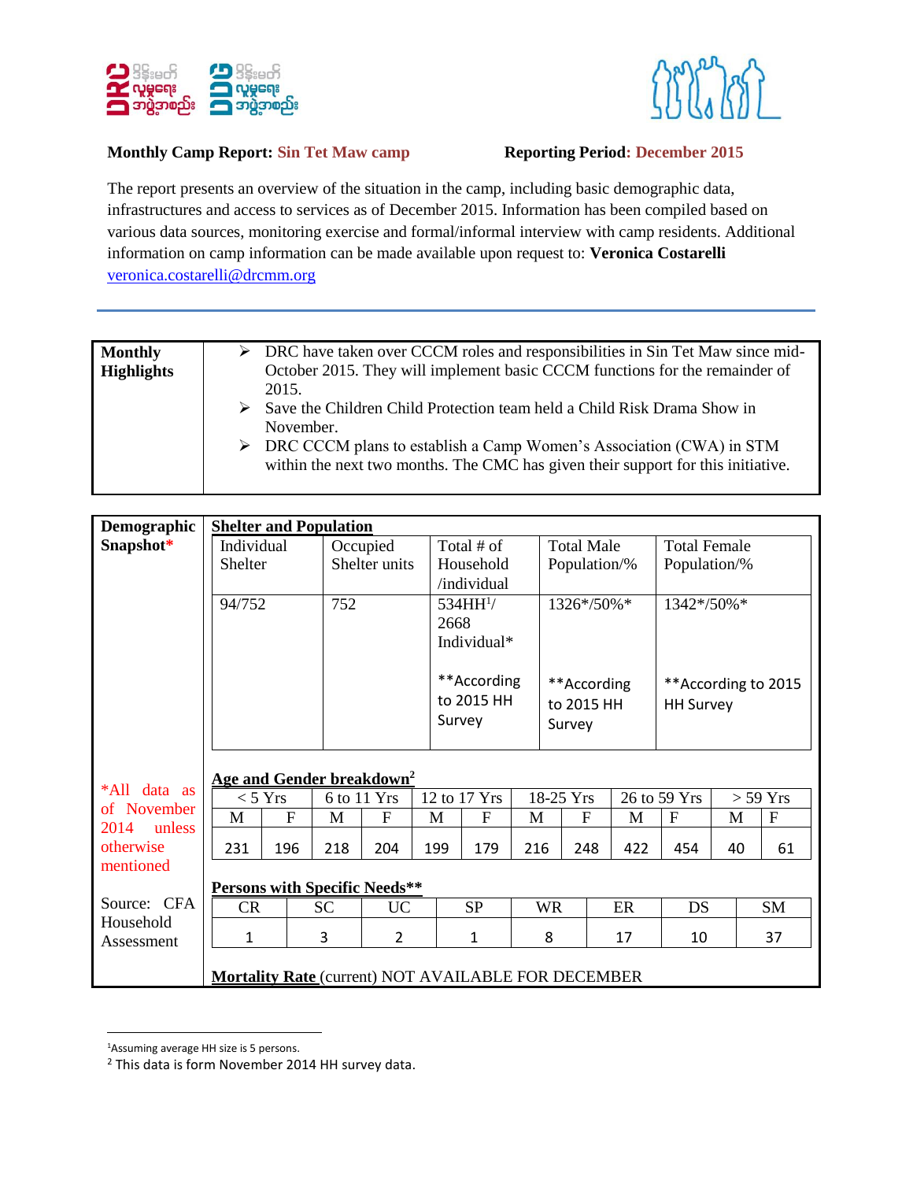**Monthly Camp Report:** Sin Tet Maw camp **Reporting Period**: December 2015

The report presents an overview of the situation in the camp, including basic demographic data, infrastructures and access to services as of December 2015. Information has been compiled based on various data sources, monitoring exercise and formal/informal interview with camp residents. Additional information on camp information can be made available upon request to: **Veronica Costarelli** veronica.costarelli@drcmm.org

---

| **Monthly Highlights** | |
|---|---|
| | ➢ DRC have taken over CCCM roles and responsibilities in Sin Tet Maw since mid-October 2015. They will implement basic CCCM functions for the remainder of 2015. ➢ Save the Children Child Protection team held a Child Risk Drama Show in November. ➢ DRC CCCM plans to establish a Camp Women's Association (CWA) in STM within the next two months. The CMC has given their support for this initiative. |

**Demographic Snapshot***

*All data as of November 2014 unless otherwise mentioned

Source: CFA Household Assessment

**Shelter and Population**

| Individual Shelter | Occupied Shelter units | Total # of Household /individual | Total Male Population/% | Total Female Population/% |
|---|---|---|---|---|
| 94/752 | 752 | 534HH[1]/ 2668 Individual* **According to 2015 HH Survey | 1326*/50%* **According to 2015 HH Survey | 1342*/50%* **According to 2015 HH Survey |

**Age and Gender breakdown**[2]

| < 5 Yrs | | 6 to 11 Yrs | | 12 to 17 Yrs | | 18-25 Yrs | | 26 to 59 Yrs | | > 59 Yrs | |
|---|---|---|---|---|---|---|---|---|---|---|---|
| M | F | M | F | M | F | M | F | M | F | M | F |
| 231 | 196 | 218 | 204 | 199 | 179 | 216 | 248 | 422 | 454 | 40 | 61 |

**Persons with Specific Needs****

| CR | SC | UC | SP | WR | ER | DS | SM |
|---|---|---|---|---|---|---|---|
| 1 | 3 | 2 | 1 | 8 | 17 | 10 | 37 |

**Mortality Rate** (current) NOT AVAILABLE FOR DECEMBER

---

[1]Assuming average HH size is 5 persons.

[2] This data is form November 2014 HH survey data.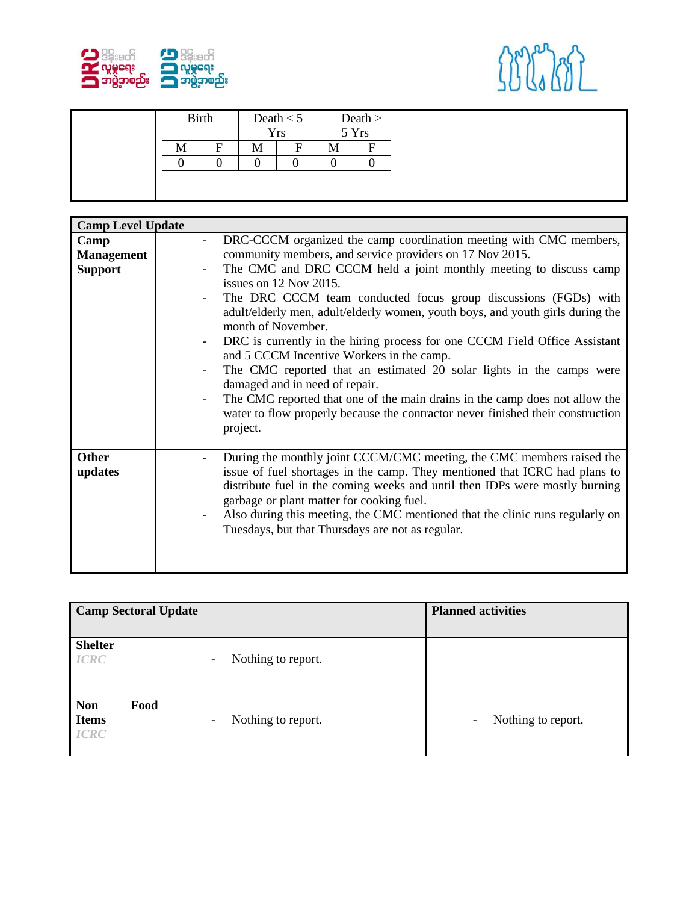| Birth | | Death < 5 Yrs | | Death > 5 Yrs | |
|---|---|---|---|---|---|
| M | F | M | F | M | F |
| 0 | 0 | 0 | 0 | 0 | 0 |

| **Camp Level Update** | |
|---|---|
| **Camp Management Support** | - DRC-CCCM organized the camp coordination meeting with CMC members, community members, and service providers on 17 Nov 2015.<br>- The CMC and DRC CCCM held a joint monthly meeting to discuss camp issues on 12 Nov 2015.<br>- The DRC CCCM team conducted focus group discussions (FGDs) with adult/elderly men, adult/elderly women, youth boys, and youth girls during the month of November.<br>- DRC is currently in the hiring process for one CCCM Field Office Assistant and 5 CCCM Incentive Workers in the camp.<br>- The CMC reported that an estimated 20 solar lights in the camps were damaged and in need of repair.<br>- The CMC reported that one of the main drains in the camp does not allow the water to flow properly because the contractor never finished their construction project. |
| **Other updates** | - During the monthly joint CCCM/CMC meeting, the CMC members raised the issue of fuel shortages in the camp. They mentioned that ICRC had plans to distribute fuel in the coming weeks and until then IDPs were mostly burning garbage or plant matter for cooking fuel.<br>- Also during this meeting, the CMC mentioned that the clinic runs regularly on Tuesdays, but that Thursdays are not as regular. |

| **Camp Sectoral Update** | | **Planned activities** |
|---|---|---|
| **Shelter** *ICRC* | - Nothing to report. | |
| **Non Food Items** *ICRC* | - Nothing to report. | - Nothing to report. |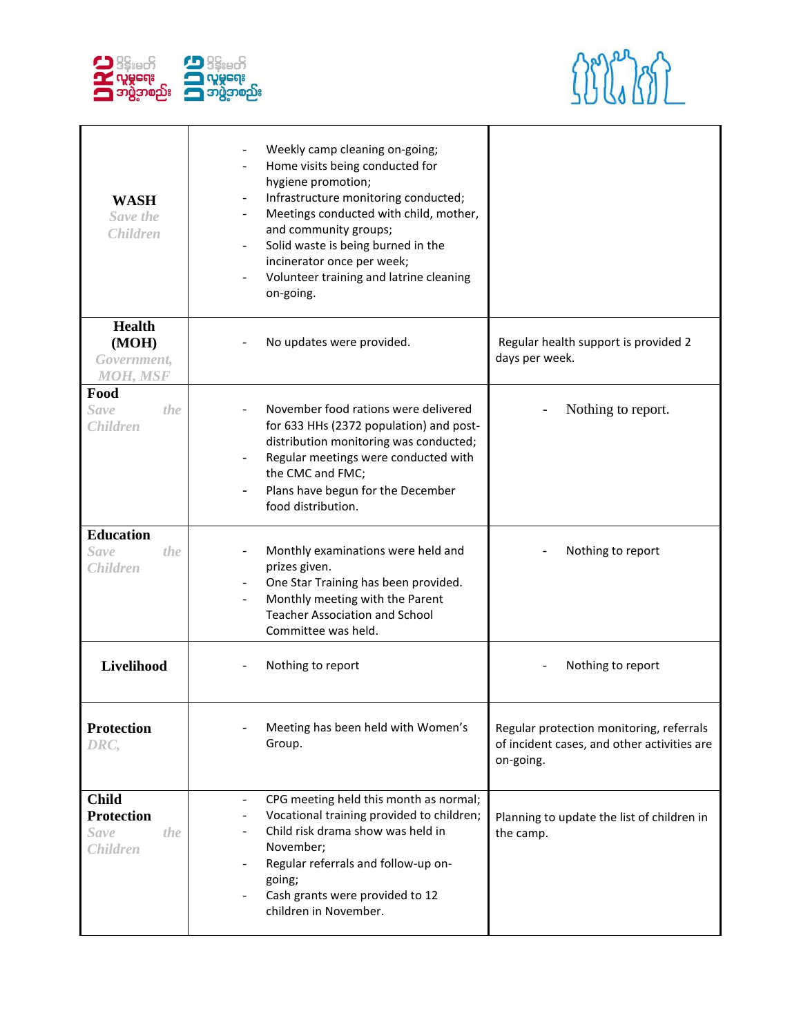| | | |
|---|---|---|
| **WASH** *Save the Children* | - Weekly camp cleaning on-going;<br>- Home visits being conducted for hygiene promotion;<br>- Infrastructure monitoring conducted;<br>- Meetings conducted with child, mother, and community groups;<br>- Solid waste is being burned in the incinerator once per week;<br>- Volunteer training and latrine cleaning on-going. | |
| **Health (MOH)** *Government, MOH, MSF* | - No updates were provided. | Regular health support is provided 2 days per week. |
| **Food** *Save the Children* | - November food rations were delivered for 633 HHs (2372 population) and post-distribution monitoring was conducted;<br>- Regular meetings were conducted with the CMC and FMC;<br>- Plans have begun for the December food distribution. | - Nothing to report. |
| **Education** *Save the Children* | - Monthly examinations were held and prizes given.<br>- One Star Training has been provided.<br>- Monthly meeting with the Parent Teacher Association and School Committee was held. | - Nothing to report |
| **Livelihood** | - Nothing to report | - Nothing to report |
| **Protection** *DRC,* | - Meeting has been held with Women's Group. | Regular protection monitoring, referrals of incident cases, and other activities are on-going. |
| **Child Protection** *Save the Children* | - CPG meeting held this month as normal;<br>- Vocational training provided to children;<br>- Child risk drama show was held in November;<br>- Regular referrals and follow-up on-going;<br>- Cash grants were provided to 12 children in November. | Planning to update the list of children in the camp. |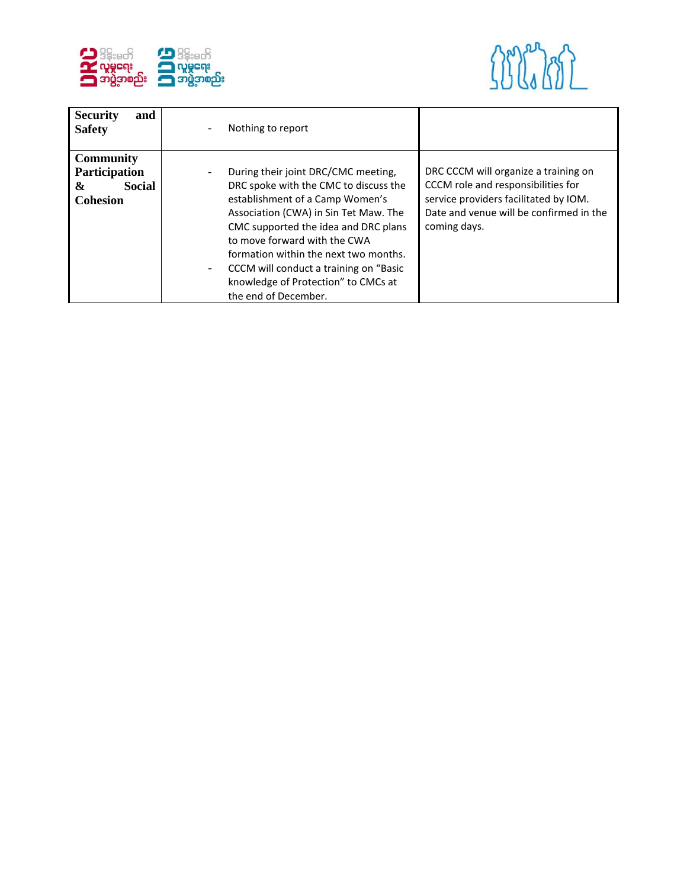| | | |
|---|---|---|
| **Security and Safety** | - Nothing to report | |
| **Community Participation & Social Cohesion** | - During their joint DRC/CMC meeting, DRC spoke with the CMC to discuss the establishment of a Camp Women's Association (CWA) in Sin Tet Maw. The CMC supported the idea and DRC plans to move forward with the CWA formation within the next two months.<br>- CCCM will conduct a training on "Basic knowledge of Protection" to CMCs at the end of December. | DRC CCCM will organize a training on CCCM role and responsibilities for service providers facilitated by IOM. Date and venue will be confirmed in the coming days. |